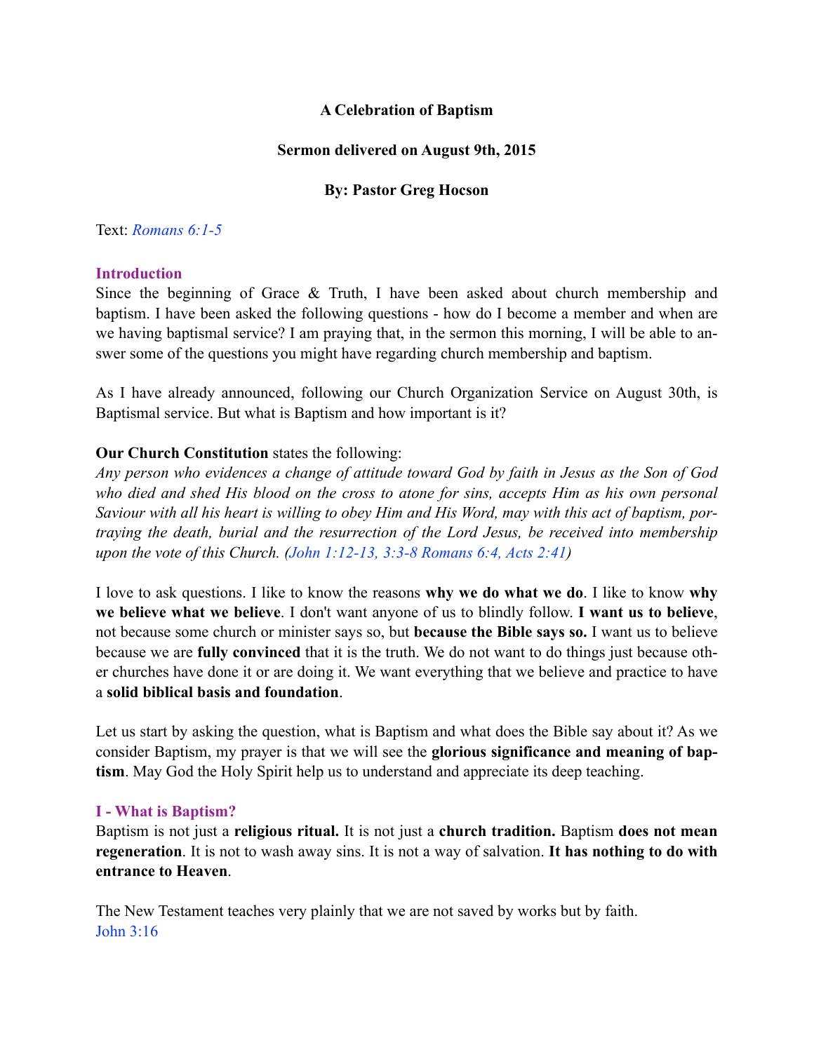**A Celebration of Baptism**

**Sermon delivered on August 9th, 2015**

**By: Pastor Greg Hocson**

Text: *Romans 6:1-5*

## Introduction

Since the beginning of Grace & Truth, I have been asked about church membership and baptism. I have been asked the following questions - how do I become a member and when are we having baptismal service? I am praying that, in the sermon this morning, I will be able to answer some of the questions you might have regarding church membership and baptism.

As I have already announced, following our Church Organization Service on August 30th, is Baptismal service. But what is Baptism and how important is it?

**Our Church Constitution** states the following:
*Any person who evidences a change of attitude toward God by faith in Jesus as the Son of God who died and shed His blood on the cross to atone for sins, accepts Him as his own personal Saviour with all his heart is willing to obey Him and His Word, may with this act of baptism, portraying the death, burial and the resurrection of the Lord Jesus, be received into membership upon the vote of this Church. (John 1:12-13, 3:3-8 Romans 6:4, Acts 2:41)*

I love to ask questions. I like to know the reasons **why we do what we do**. I like to know **why we believe what we believe**. I don't want anyone of us to blindly follow. **I want us to believe**, not because some church or minister says so, but **because the Bible says so.** I want us to believe because we are **fully convinced** that it is the truth. We do not want to do things just because other churches have done it or are doing it. We want everything that we believe and practice to have a **solid biblical basis and foundation**.

Let us start by asking the question, what is Baptism and what does the Bible say about it? As we consider Baptism, my prayer is that we will see the **glorious significance and meaning of baptism**. May God the Holy Spirit help us to understand and appreciate its deep teaching.

## I - What is Baptism?

Baptism is not just a **religious ritual.** It is not just a **church tradition.** Baptism **does not mean regeneration**. It is not to wash away sins. It is not a way of salvation. **It has nothing to do with entrance to Heaven**.

The New Testament teaches very plainly that we are not saved by works but by faith.
John 3:16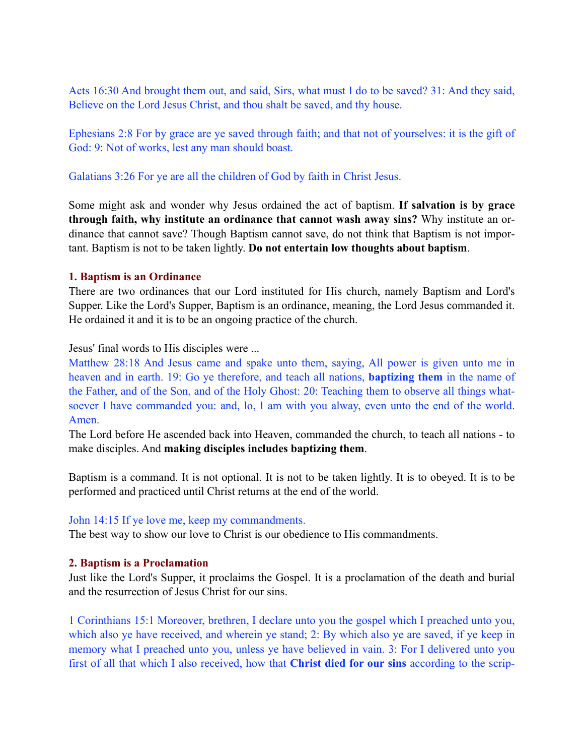Acts 16:30 And brought them out, and said, Sirs, what must I do to be saved? 31: And they said, Believe on the Lord Jesus Christ, and thou shalt be saved, and thy house.

Ephesians 2:8 For by grace are ye saved through faith; and that not of yourselves: it is the gift of God: 9: Not of works, lest any man should boast.

Galatians 3:26 For ye are all the children of God by faith in Christ Jesus.

Some might ask and wonder why Jesus ordained the act of baptism. **If salvation is by grace through faith, why institute an ordinance that cannot wash away sins?** Why institute an ordinance that cannot save? Though Baptism cannot save, do not think that Baptism is not important. Baptism is not to be taken lightly. **Do not entertain low thoughts about baptism**.

### 1. Baptism is an Ordinance

There are two ordinances that our Lord instituted for His church, namely Baptism and Lord's Supper. Like the Lord's Supper, Baptism is an ordinance, meaning, the Lord Jesus commanded it. He ordained it and it is to be an ongoing practice of the church.

Jesus' final words to His disciples were ...

Matthew 28:18 And Jesus came and spake unto them, saying, All power is given unto me in heaven and in earth. 19: Go ye therefore, and teach all nations, **baptizing them** in the name of the Father, and of the Son, and of the Holy Ghost: 20: Teaching them to observe all things whatsoever I have commanded you: and, lo, I am with you alway, even unto the end of the world. Amen.

The Lord before He ascended back into Heaven, commanded the church, to teach all nations - to make disciples. And **making disciples includes baptizing them**.

Baptism is a command. It is not optional. It is not to be taken lightly. It is to obeyed. It is to be performed and practiced until Christ returns at the end of the world.

John 14:15 If ye love me, keep my commandments.

The best way to show our love to Christ is our obedience to His commandments.

### 2. Baptism is a Proclamation

Just like the Lord's Supper, it proclaims the Gospel. It is a proclamation of the death and burial and the resurrection of Jesus Christ for our sins.

1 Corinthians 15:1 Moreover, brethren, I declare unto you the gospel which I preached unto you, which also ye have received, and wherein ye stand; 2: By which also ye are saved, if ye keep in memory what I preached unto you, unless ye have believed in vain. 3: For I delivered unto you first of all that which I also received, how that **Christ died for our sins** according to the scrip-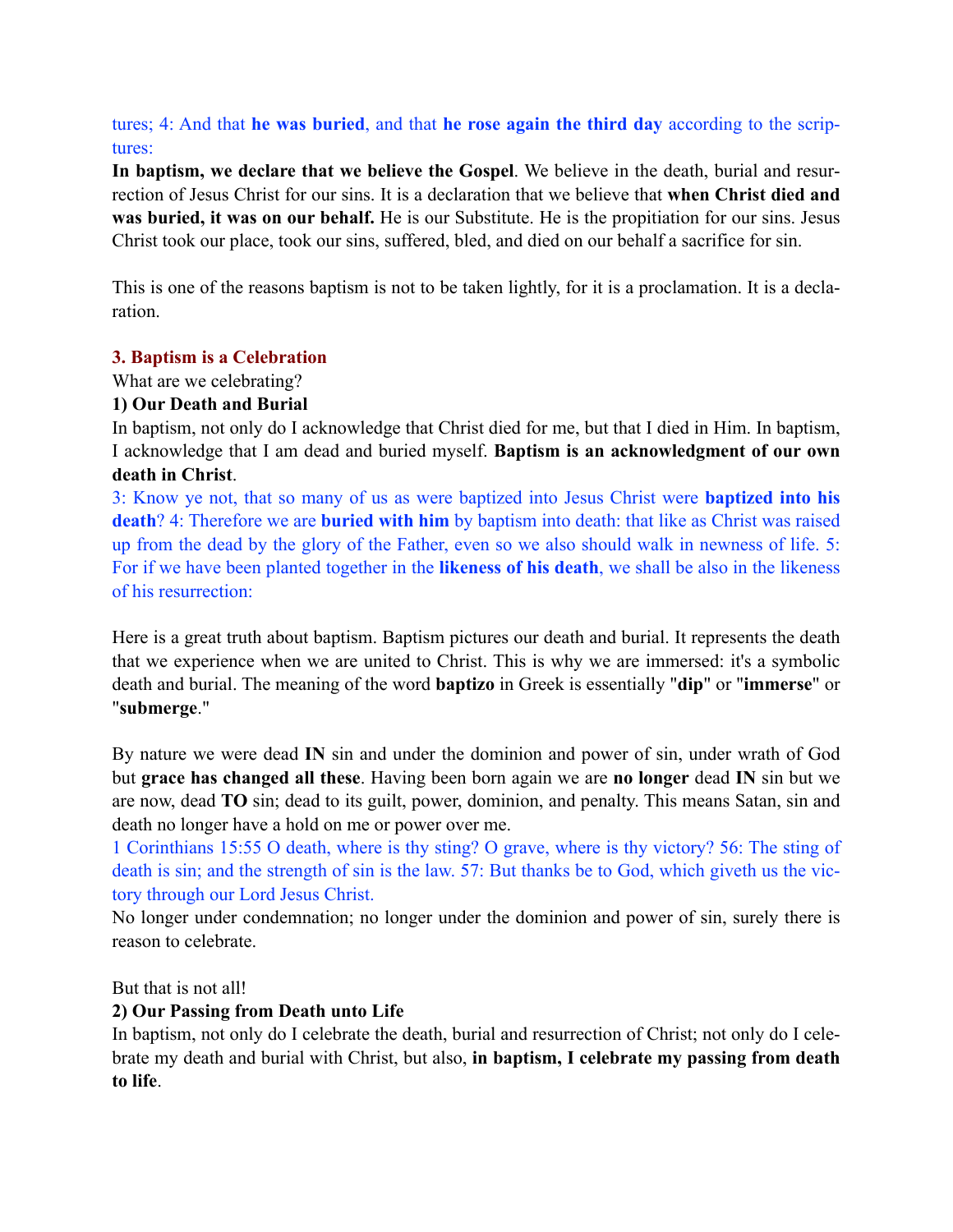tures; 4: And that **he was buried**, and that **he rose again the third day** according to the scriptures:

**In baptism, we declare that we believe the Gospel**. We believe in the death, burial and resurrection of Jesus Christ for our sins. It is a declaration that we believe that **when Christ died and was buried, it was on our behalf.** He is our Substitute. He is the propitiation for our sins. Jesus Christ took our place, took our sins, suffered, bled, and died on our behalf a sacrifice for sin.

This is one of the reasons baptism is not to be taken lightly, for it is a proclamation. It is a declaration.

### 3. Baptism is a Celebration

What are we celebrating?

**1) Our Death and Burial**

In baptism, not only do I acknowledge that Christ died for me, but that I died in Him. In baptism, I acknowledge that I am dead and buried myself. **Baptism is an acknowledgment of our own death in Christ**.

3: Know ye not, that so many of us as were baptized into Jesus Christ were **baptized into his death**? 4: Therefore we are **buried with him** by baptism into death: that like as Christ was raised up from the dead by the glory of the Father, even so we also should walk in newness of life. 5: For if we have been planted together in the **likeness of his death**, we shall be also in the likeness of his resurrection:

Here is a great truth about baptism. Baptism pictures our death and burial. It represents the death that we experience when we are united to Christ. This is why we are immersed: it's a symbolic death and burial. The meaning of the word **baptizo** in Greek is essentially "**dip**" or "**immerse**" or "**submerge**."

By nature we were dead **IN** sin and under the dominion and power of sin, under wrath of God but **grace has changed all these**. Having been born again we are **no longer** dead **IN** sin but we are now, dead **TO** sin; dead to its guilt, power, dominion, and penalty. This means Satan, sin and death no longer have a hold on me or power over me.

1 Corinthians 15:55 O death, where is thy sting? O grave, where is thy victory? 56: The sting of death is sin; and the strength of sin is the law. 57: But thanks be to God, which giveth us the victory through our Lord Jesus Christ.

No longer under condemnation; no longer under the dominion and power of sin, surely there is reason to celebrate.

But that is not all!

**2) Our Passing from Death unto Life**

In baptism, not only do I celebrate the death, burial and resurrection of Christ; not only do I celebrate my death and burial with Christ, but also, **in baptism, I celebrate my passing from death to life**.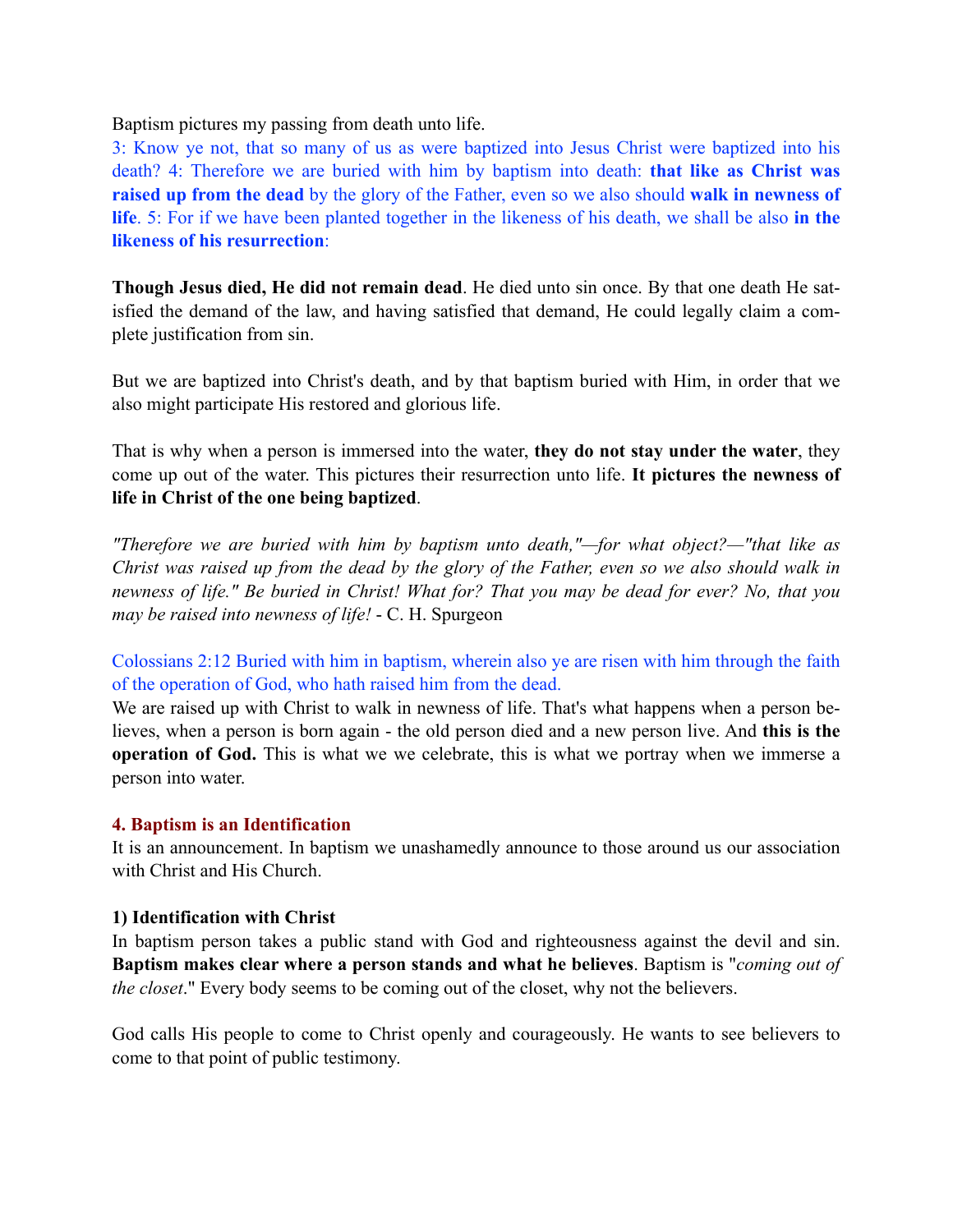Baptism pictures my passing from death unto life.

3: Know ye not, that so many of us as were baptized into Jesus Christ were baptized into his death? 4: Therefore we are buried with him by baptism into death: **that like as Christ was raised up from the dead** by the glory of the Father, even so we also should **walk in newness of life**. 5: For if we have been planted together in the likeness of his death, we shall be also **in the likeness of his resurrection**:

**Though Jesus died, He did not remain dead**. He died unto sin once. By that one death He satisfied the demand of the law, and having satisfied that demand, He could legally claim a complete justification from sin.

But we are baptized into Christ's death, and by that baptism buried with Him, in order that we also might participate His restored and glorious life.

That is why when a person is immersed into the water, **they do not stay under the water**, they come up out of the water. This pictures their resurrection unto life. **It pictures the newness of life in Christ of the one being baptized**.

*"Therefore we are buried with him by baptism unto death,"—for what object?—"that like as Christ was raised up from the dead by the glory of the Father, even so we also should walk in newness of life." Be buried in Christ! What for? That you may be dead for ever? No, that you may be raised into newness of life!* - C. H. Spurgeon

Colossians 2:12 Buried with him in baptism, wherein also ye are risen with him through the faith of the operation of God, who hath raised him from the dead.

We are raised up with Christ to walk in newness of life. That's what happens when a person believes, when a person is born again - the old person died and a new person live. And **this is the operation of God.** This is what we we celebrate, this is what we portray when we immerse a person into water.

### 4. Baptism is an Identification

It is an announcement. In baptism we unashamedly announce to those around us our association with Christ and His Church.

#### 1) Identification with Christ

In baptism person takes a public stand with God and righteousness against the devil and sin. **Baptism makes clear where a person stands and what he believes**. Baptism is "*coming out of the closet*." Every body seems to be coming out of the closet, why not the believers.

God calls His people to come to Christ openly and courageously. He wants to see believers to come to that point of public testimony.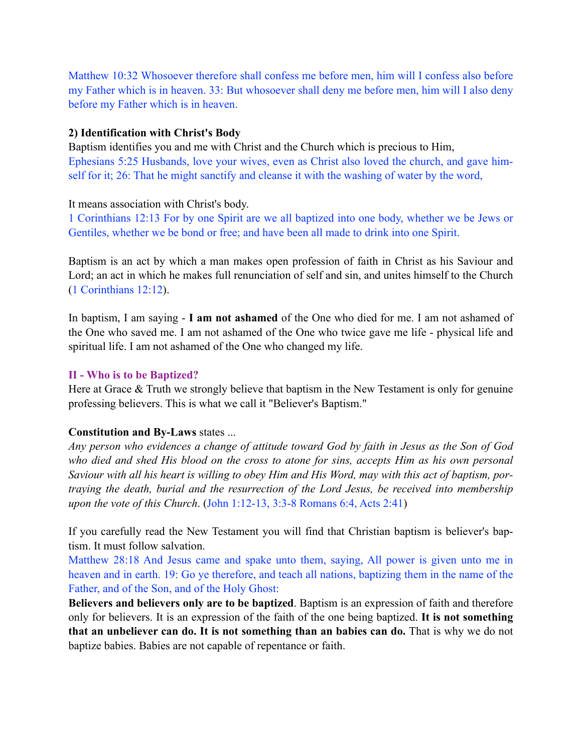Matthew 10:32 Whosoever therefore shall confess me before men, him will I confess also before my Father which is in heaven. 33: But whosoever shall deny me before men, him will I also deny before my Father which is in heaven.

**2) Identification with Christ's Body**

Baptism identifies you and me with Christ and the Church which is precious to Him,

Ephesians 5:25 Husbands, love your wives, even as Christ also loved the church, and gave himself for it; 26: That he might sanctify and cleanse it with the washing of water by the word,

It means association with Christ's body.

1 Corinthians 12:13 For by one Spirit are we all baptized into one body, whether we be Jews or Gentiles, whether we be bond or free; and have been all made to drink into one Spirit.

Baptism is an act by which a man makes open profession of faith in Christ as his Saviour and Lord; an act in which he makes full renunciation of self and sin, and unites himself to the Church (1 Corinthians 12:12).

In baptism, I am saying - **I am not ashamed** of the One who died for me. I am not ashamed of the One who saved me. I am not ashamed of the One who twice gave me life - physical life and spiritual life. I am not ashamed of the One who changed my life.

## II - Who is to be Baptized?

Here at Grace & Truth we strongly believe that baptism in the New Testament is only for genuine professing believers. This is what we call it "Believer's Baptism."

**Constitution and By-Laws** states ...

*Any person who evidences a change of attitude toward God by faith in Jesus as the Son of God who died and shed His blood on the cross to atone for sins, accepts Him as his own personal Saviour with all his heart is willing to obey Him and His Word, may with this act of baptism, portraying the death, burial and the resurrection of the Lord Jesus, be received into membership upon the vote of this Church*. (John 1:12-13, 3:3-8 Romans 6:4, Acts 2:41)

If you carefully read the New Testament you will find that Christian baptism is believer's baptism. It must follow salvation.

Matthew 28:18 And Jesus came and spake unto them, saying, All power is given unto me in heaven and in earth. 19: Go ye therefore, and teach all nations, baptizing them in the name of the Father, and of the Son, and of the Holy Ghost:

**Believers and believers only are to be baptized**. Baptism is an expression of faith and therefore only for believers. It is an expression of the faith of the one being baptized. **It is not something that an unbeliever can do. It is not something than an babies can do.** That is why we do not baptize babies. Babies are not capable of repentance or faith.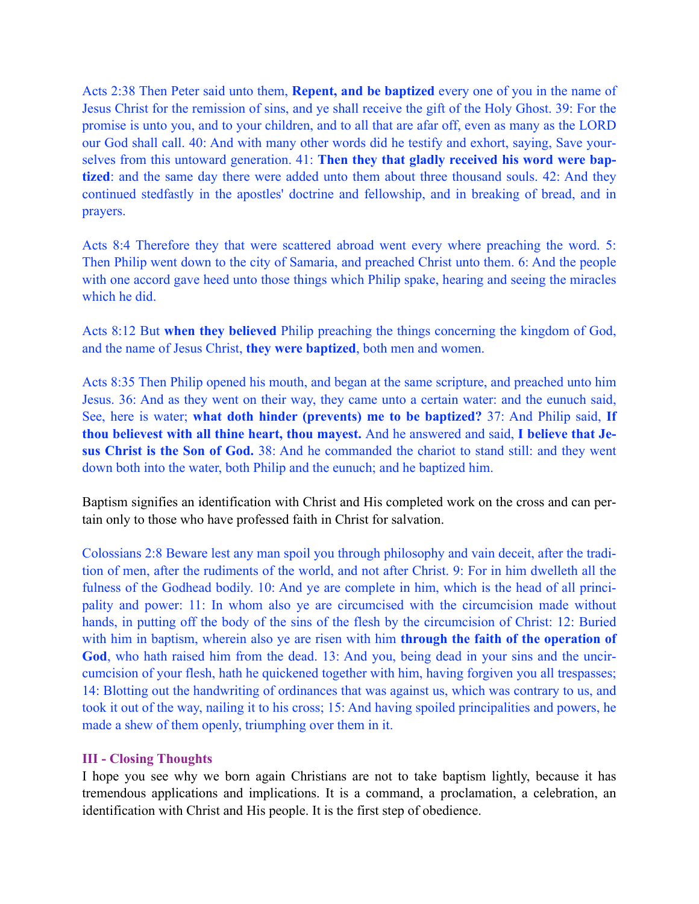Acts 2:38 Then Peter said unto them, **Repent, and be baptized** every one of you in the name of Jesus Christ for the remission of sins, and ye shall receive the gift of the Holy Ghost. 39: For the promise is unto you, and to your children, and to all that are afar off, even as many as the LORD our God shall call. 40: And with many other words did he testify and exhort, saying, Save yourselves from this untoward generation. 41: **Then they that gladly received his word were baptized**: and the same day there were added unto them about three thousand souls. 42: And they continued stedfastly in the apostles' doctrine and fellowship, and in breaking of bread, and in prayers.

Acts 8:4 Therefore they that were scattered abroad went every where preaching the word. 5: Then Philip went down to the city of Samaria, and preached Christ unto them. 6: And the people with one accord gave heed unto those things which Philip spake, hearing and seeing the miracles which he did.

Acts 8:12 But **when they believed** Philip preaching the things concerning the kingdom of God, and the name of Jesus Christ, **they were baptized**, both men and women.

Acts 8:35 Then Philip opened his mouth, and began at the same scripture, and preached unto him Jesus. 36: And as they went on their way, they came unto a certain water: and the eunuch said, See, here is water; **what doth hinder (prevents) me to be baptized?** 37: And Philip said, **If thou believest with all thine heart, thou mayest.** And he answered and said, **I believe that Jesus Christ is the Son of God.** 38: And he commanded the chariot to stand still: and they went down both into the water, both Philip and the eunuch; and he baptized him.

Baptism signifies an identification with Christ and His completed work on the cross and can pertain only to those who have professed faith in Christ for salvation.

Colossians 2:8 Beware lest any man spoil you through philosophy and vain deceit, after the tradition of men, after the rudiments of the world, and not after Christ. 9: For in him dwelleth all the fulness of the Godhead bodily. 10: And ye are complete in him, which is the head of all principality and power: 11: In whom also ye are circumcised with the circumcision made without hands, in putting off the body of the sins of the flesh by the circumcision of Christ: 12: Buried with him in baptism, wherein also ye are risen with him **through the faith of the operation of God**, who hath raised him from the dead. 13: And you, being dead in your sins and the uncircumcision of your flesh, hath he quickened together with him, having forgiven you all trespasses; 14: Blotting out the handwriting of ordinances that was against us, which was contrary to us, and took it out of the way, nailing it to his cross; 15: And having spoiled principalities and powers, he made a shew of them openly, triumphing over them in it.

### III - Closing Thoughts

I hope you see why we born again Christians are not to take baptism lightly, because it has tremendous applications and implications. It is a command, a proclamation, a celebration, an identification with Christ and His people. It is the first step of obedience.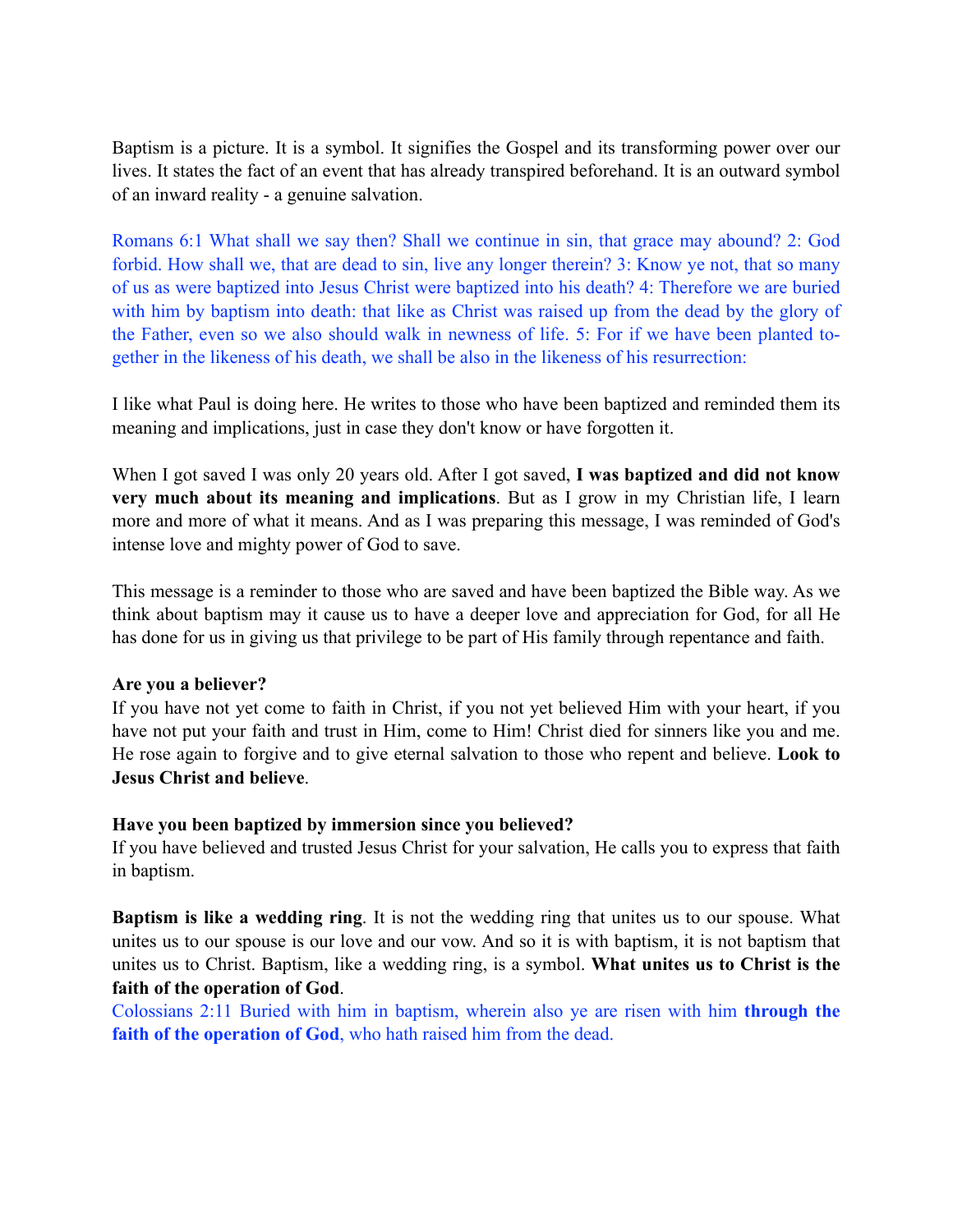Baptism is a picture. It is a symbol. It signifies the Gospel and its transforming power over our lives. It states the fact of an event that has already transpired beforehand. It is an outward symbol of an inward reality - a genuine salvation.

Romans 6:1 What shall we say then? Shall we continue in sin, that grace may abound? 2: God forbid. How shall we, that are dead to sin, live any longer therein? 3: Know ye not, that so many of us as were baptized into Jesus Christ were baptized into his death? 4: Therefore we are buried with him by baptism into death: that like as Christ was raised up from the dead by the glory of the Father, even so we also should walk in newness of life. 5: For if we have been planted together in the likeness of his death, we shall be also in the likeness of his resurrection:

I like what Paul is doing here. He writes to those who have been baptized and reminded them its meaning and implications, just in case they don't know or have forgotten it.

When I got saved I was only 20 years old. After I got saved, **I was baptized and did not know very much about its meaning and implications**. But as I grow in my Christian life, I learn more and more of what it means. And as I was preparing this message, I was reminded of God's intense love and mighty power of God to save.

This message is a reminder to those who are saved and have been baptized the Bible way. As we think about baptism may it cause us to have a deeper love and appreciation for God, for all He has done for us in giving us that privilege to be part of His family through repentance and faith.

**Are you a believer?**
If you have not yet come to faith in Christ, if you not yet believed Him with your heart, if you have not put your faith and trust in Him, come to Him! Christ died for sinners like you and me. He rose again to forgive and to give eternal salvation to those who repent and believe. **Look to Jesus Christ and believe**.

**Have you been baptized by immersion since you believed?**
If you have believed and trusted Jesus Christ for your salvation, He calls you to express that faith in baptism.

**Baptism is like a wedding ring**. It is not the wedding ring that unites us to our spouse. What unites us to our spouse is our love and our vow. And so it is with baptism, it is not baptism that unites us to Christ. Baptism, like a wedding ring, is a symbol. **What unites us to Christ is the faith of the operation of God**.
Colossians 2:11 Buried with him in baptism, wherein also ye are risen with him **through the faith of the operation of God**, who hath raised him from the dead.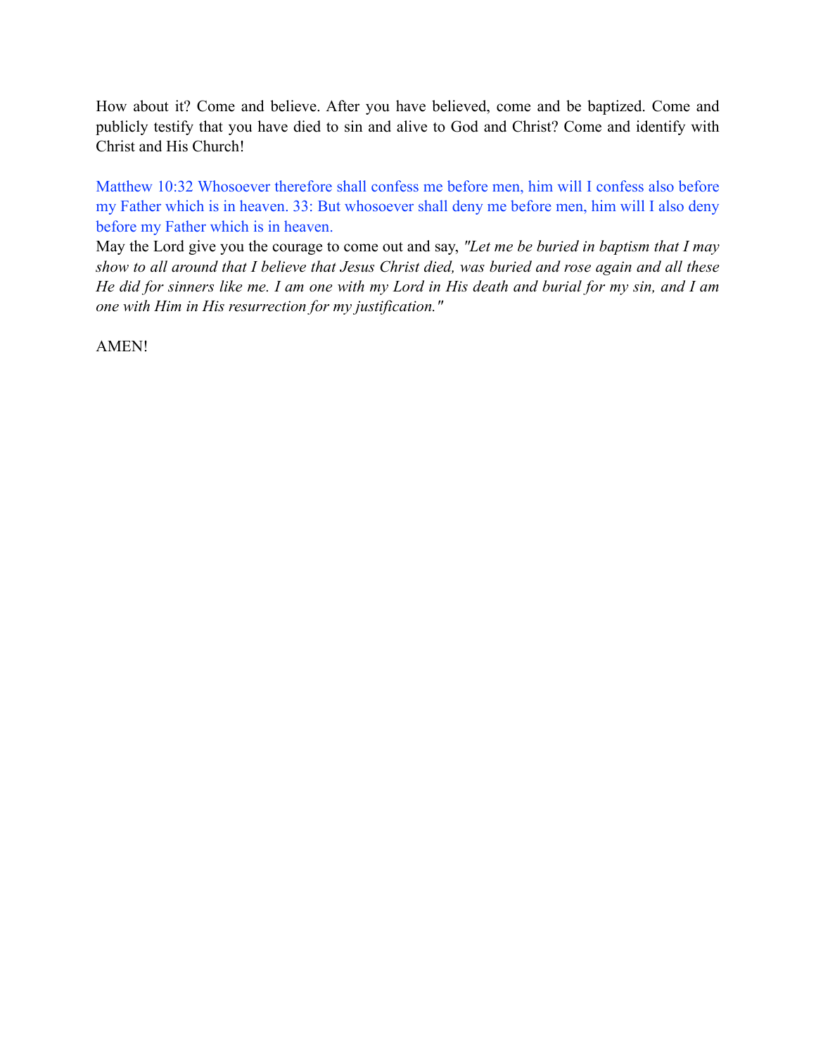How about it? Come and believe. After you have believed, come and be baptized. Come and publicly testify that you have died to sin and alive to God and Christ? Come and identify with Christ and His Church!

Matthew 10:32 Whosoever therefore shall confess me before men, him will I confess also before my Father which is in heaven. 33: But whosoever shall deny me before men, him will I also deny before my Father which is in heaven.

May the Lord give you the courage to come out and say, *"Let me be buried in baptism that I may show to all around that I believe that Jesus Christ died, was buried and rose again and all these He did for sinners like me. I am one with my Lord in His death and burial for my sin, and I am one with Him in His resurrection for my justification."*

AMEN!